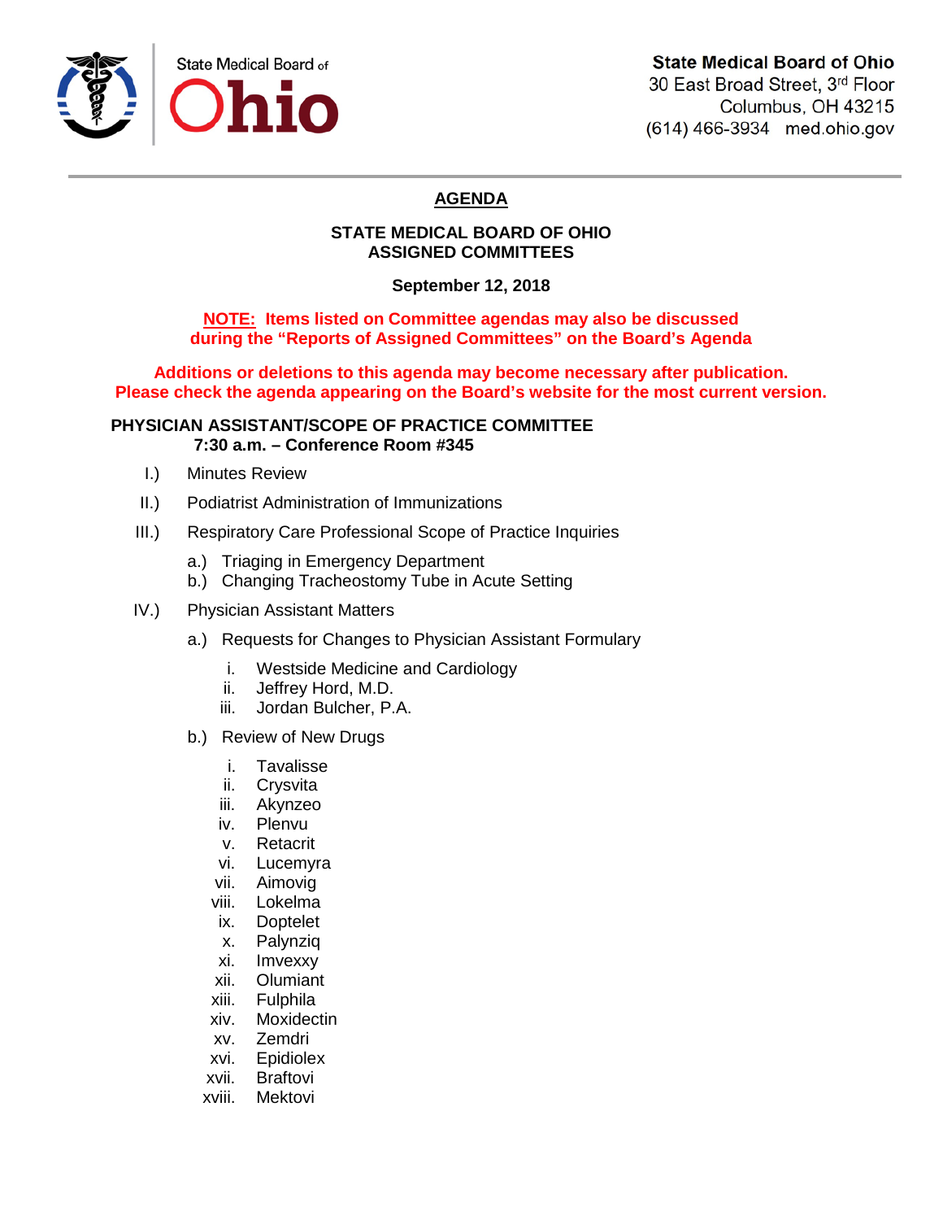State Medical Board of Ohio

**State Medical Board of Ohio**
30 East Broad Street, 3rd Floor
Columbus, OH 43215
(614) 466-3934 med.ohio.gov

# AGENDA

## STATE MEDICAL BOARD OF OHIO
## ASSIGNED COMMITTEES

**September 12, 2018**

**NOTE: Items listed on Committee agendas may also be discussed during the "Reports of Assigned Committees" on the Board's Agenda**

**Additions or deletions to this agenda may become necessary after publication. Please check the agenda appearing on the Board's website for the most current version.**

### PHYSICIAN ASSISTANT/SCOPE OF PRACTICE COMMITTEE
**7:30 a.m. – Conference Room #345**

I.) Minutes Review

II.) Podiatrist Administration of Immunizations

III.) Respiratory Care Professional Scope of Practice Inquiries

- a.) Triaging in Emergency Department
- b.) Changing Tracheostomy Tube in Acute Setting

IV.) Physician Assistant Matters

- a.) Requests for Changes to Physician Assistant Formulary
  - i. Westside Medicine and Cardiology
  - ii. Jeffrey Hord, M.D.
  - iii. Jordan Bulcher, P.A.
- b.) Review of New Drugs
  - i. Tavalisse
  - ii. Crysvita
  - iii. Akynzeo
  - iv. Plenvu
  - v. Retacrit
  - vi. Lucemyra
  - vii. Aimovig
  - viii. Lokelma
  - ix. Doptelet
  - x. Palynziq
  - xi. Imvexxy
  - xii. Olumiant
  - xiii. Fulphila
  - xiv. Moxidectin
  - xv. Zemdri
  - xvi. Epidiolex
  - xvii. Braftovi
  - xviii. Mektovi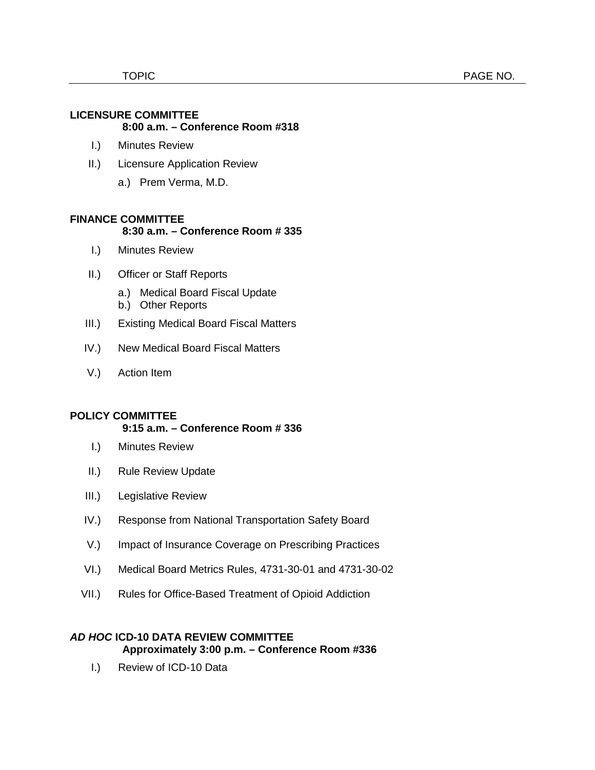| TOPIC | PAGE NO. |
|---|---|

**LICENSURE COMMITTEE**
**8:00 a.m. – Conference Room #318**

I.) Minutes Review

II.) Licensure Application Review

a.) Prem Verma, M.D.

**FINANCE COMMITTEE**
**8:30 a.m. – Conference Room # 335**

I.) Minutes Review

II.) Officer or Staff Reports

a.) Medical Board Fiscal Update
b.) Other Reports

III.) Existing Medical Board Fiscal Matters

IV.) New Medical Board Fiscal Matters

V.) Action Item

**POLICY COMMITTEE**
**9:15 a.m. – Conference Room # 336**

I.) Minutes Review

II.) Rule Review Update

III.) Legislative Review

IV.) Response from National Transportation Safety Board

V.) Impact of Insurance Coverage on Prescribing Practices

VI.) Medical Board Metrics Rules, 4731-30-01 and 4731-30-02

VII.) Rules for Office-Based Treatment of Opioid Addiction

***AD HOC* ICD-10 DATA REVIEW COMMITTEE**
**Approximately 3:00 p.m. – Conference Room #336**

I.) Review of ICD-10 Data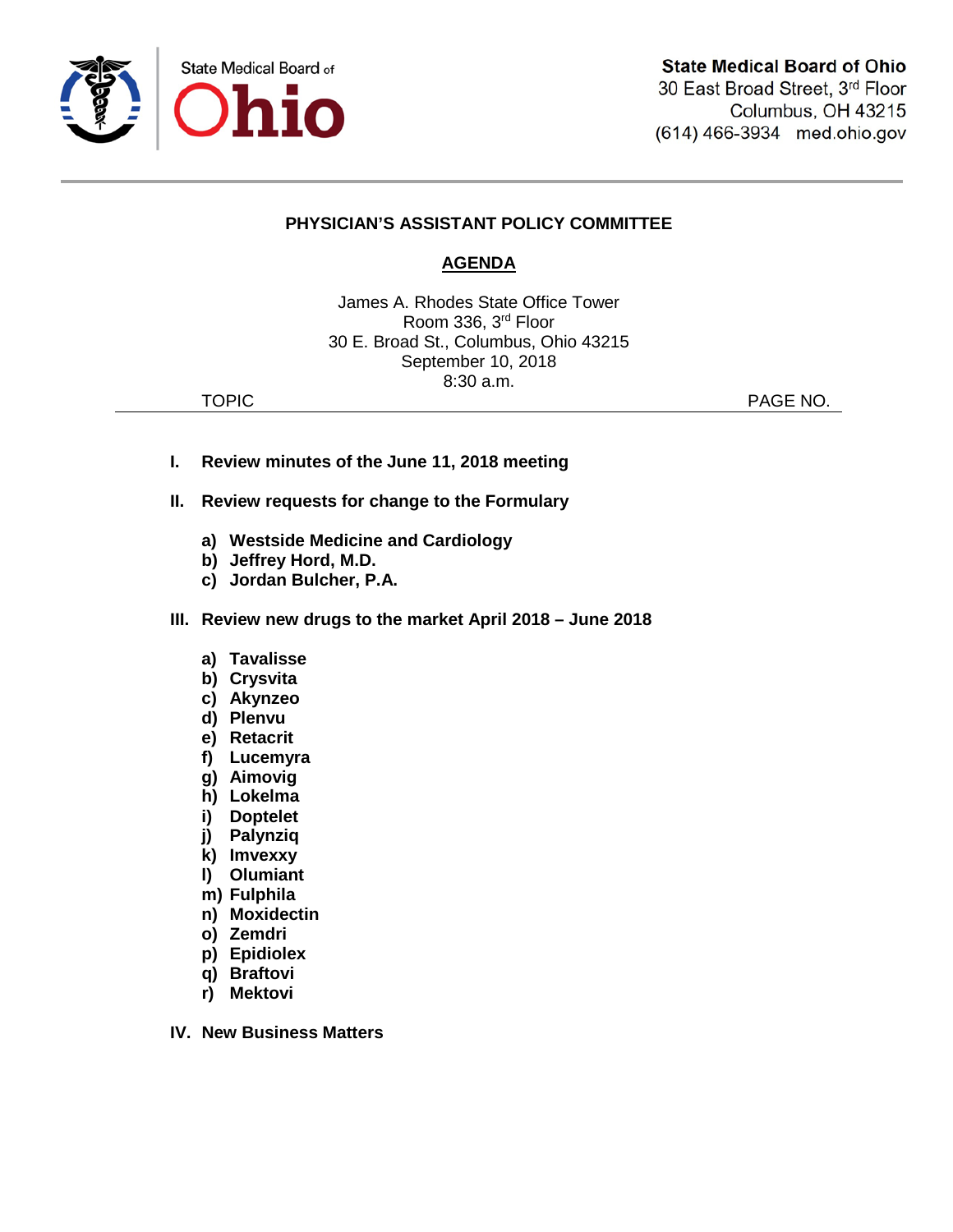State Medical Board of Ohio

**State Medical Board of Ohio**
30 East Broad Street, 3rd Floor
Columbus, OH 43215
(614) 466-3934 med.ohio.gov

---

## PHYSICIAN'S ASSISTANT POLICY COMMITTEE

## AGENDA

James A. Rhodes State Office Tower
Room 336, 3rd Floor
30 E. Broad St., Columbus, Ohio 43215
September 10, 2018
8:30 a.m.

TOPIC PAGE NO.

**I. Review minutes of the June 11, 2018 meeting**

**II. Review requests for change to the Formulary**

- **a) Westside Medicine and Cardiology**
- **b) Jeffrey Hord, M.D.**
- **c) Jordan Bulcher, P.A.**

**III. Review new drugs to the market April 2018 – June 2018**

- **a) Tavalisse**
- **b) Crysvita**
- **c) Akynzeo**
- **d) Plenvu**
- **e) Retacrit**
- **f) Lucemyra**
- **g) Aimovig**
- **h) Lokelma**
- **i) Doptelet**
- **j) Palynziq**
- **k) Imvexxy**
- **l) Olumiant**
- **m) Fulphila**
- **n) Moxidectin**
- **o) Zemdri**
- **p) Epidiolex**
- **q) Braftovi**
- **r) Mektovi**

**IV. New Business Matters**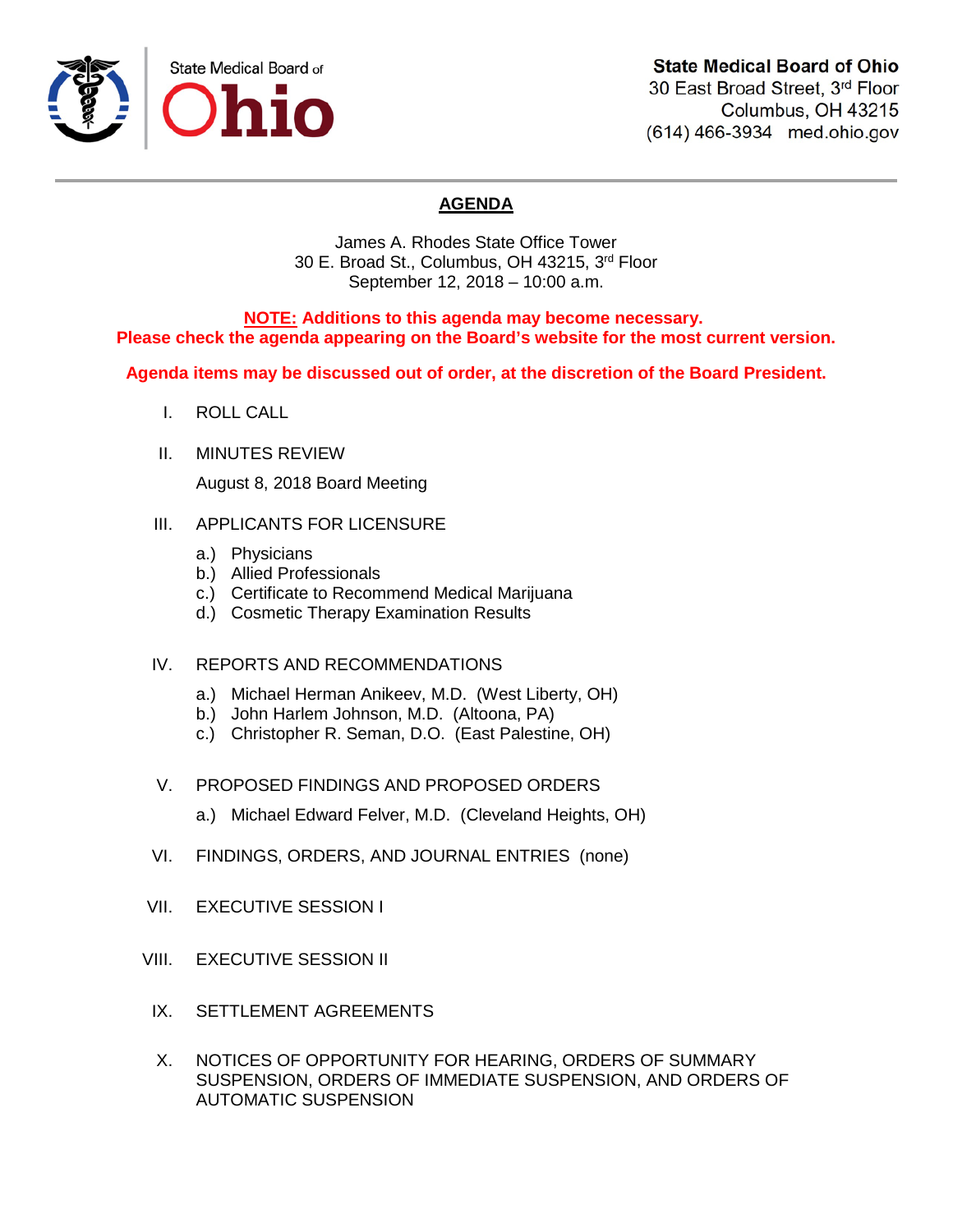**State Medical Board of Ohio**
30 East Broad Street, 3rd Floor
Columbus, OH 43215
(614) 466-3934 med.ohio.gov

# AGENDA

James A. Rhodes State Office Tower
30 E. Broad St., Columbus, OH 43215, 3rd Floor
September 12, 2018 – 10:00 a.m.

**NOTE: Additions to this agenda may become necessary.**
**Please check the agenda appearing on the Board's website for the most current version.**

**Agenda items may be discussed out of order, at the discretion of the Board President.**

I. ROLL CALL

II. MINUTES REVIEW

August 8, 2018 Board Meeting

III. APPLICANTS FOR LICENSURE

a.) Physicians
b.) Allied Professionals
c.) Certificate to Recommend Medical Marijuana
d.) Cosmetic Therapy Examination Results

IV. REPORTS AND RECOMMENDATIONS

a.) Michael Herman Anikeev, M.D. (West Liberty, OH)
b.) John Harlem Johnson, M.D. (Altoona, PA)
c.) Christopher R. Seman, D.O. (East Palestine, OH)

V. PROPOSED FINDINGS AND PROPOSED ORDERS

a.) Michael Edward Felver, M.D. (Cleveland Heights, OH)

VI. FINDINGS, ORDERS, AND JOURNAL ENTRIES (none)

VII. EXECUTIVE SESSION I

VIII. EXECUTIVE SESSION II

IX. SETTLEMENT AGREEMENTS

X. NOTICES OF OPPORTUNITY FOR HEARING, ORDERS OF SUMMARY SUSPENSION, ORDERS OF IMMEDIATE SUSPENSION, AND ORDERS OF AUTOMATIC SUSPENSION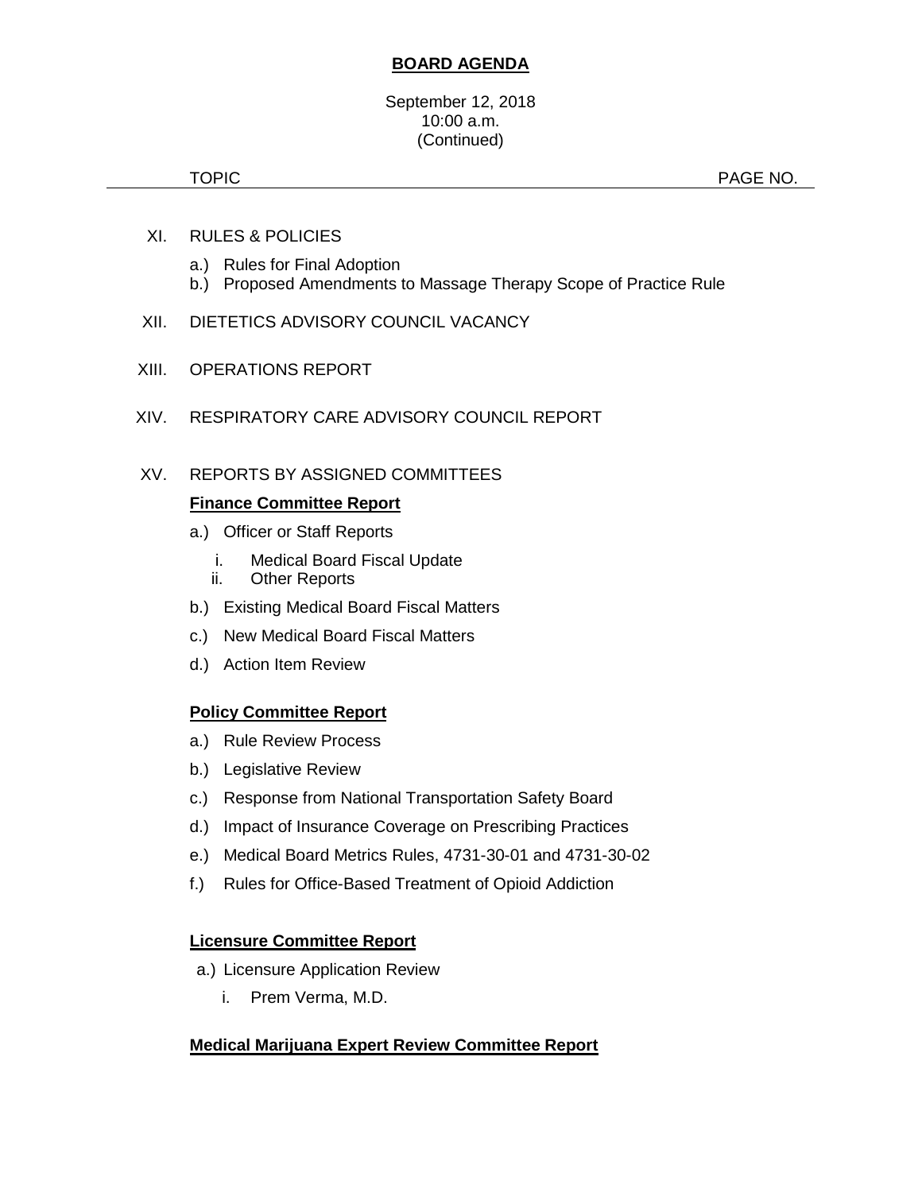**BOARD AGENDA**

September 12, 2018
10:00 a.m.
(Continued)

| TOPIC | PAGE NO. |
|---|---|

XI. RULES & POLICIES

a.) Rules for Final Adoption
b.) Proposed Amendments to Massage Therapy Scope of Practice Rule

XII. DIETETICS ADVISORY COUNCIL VACANCY

XIII. OPERATIONS REPORT

XIV. RESPIRATORY CARE ADVISORY COUNCIL REPORT

XV. REPORTS BY ASSIGNED COMMITTEES

**Finance Committee Report**

a.) Officer or Staff Reports
   i. Medical Board Fiscal Update
   ii. Other Reports

b.) Existing Medical Board Fiscal Matters

c.) New Medical Board Fiscal Matters

d.) Action Item Review

**Policy Committee Report**

a.) Rule Review Process

b.) Legislative Review

c.) Response from National Transportation Safety Board

d.) Impact of Insurance Coverage on Prescribing Practices

e.) Medical Board Metrics Rules, 4731-30-01 and 4731-30-02

f.) Rules for Office-Based Treatment of Opioid Addiction

**Licensure Committee Report**

a.) Licensure Application Review
   i. Prem Verma, M.D.

**Medical Marijuana Expert Review Committee Report**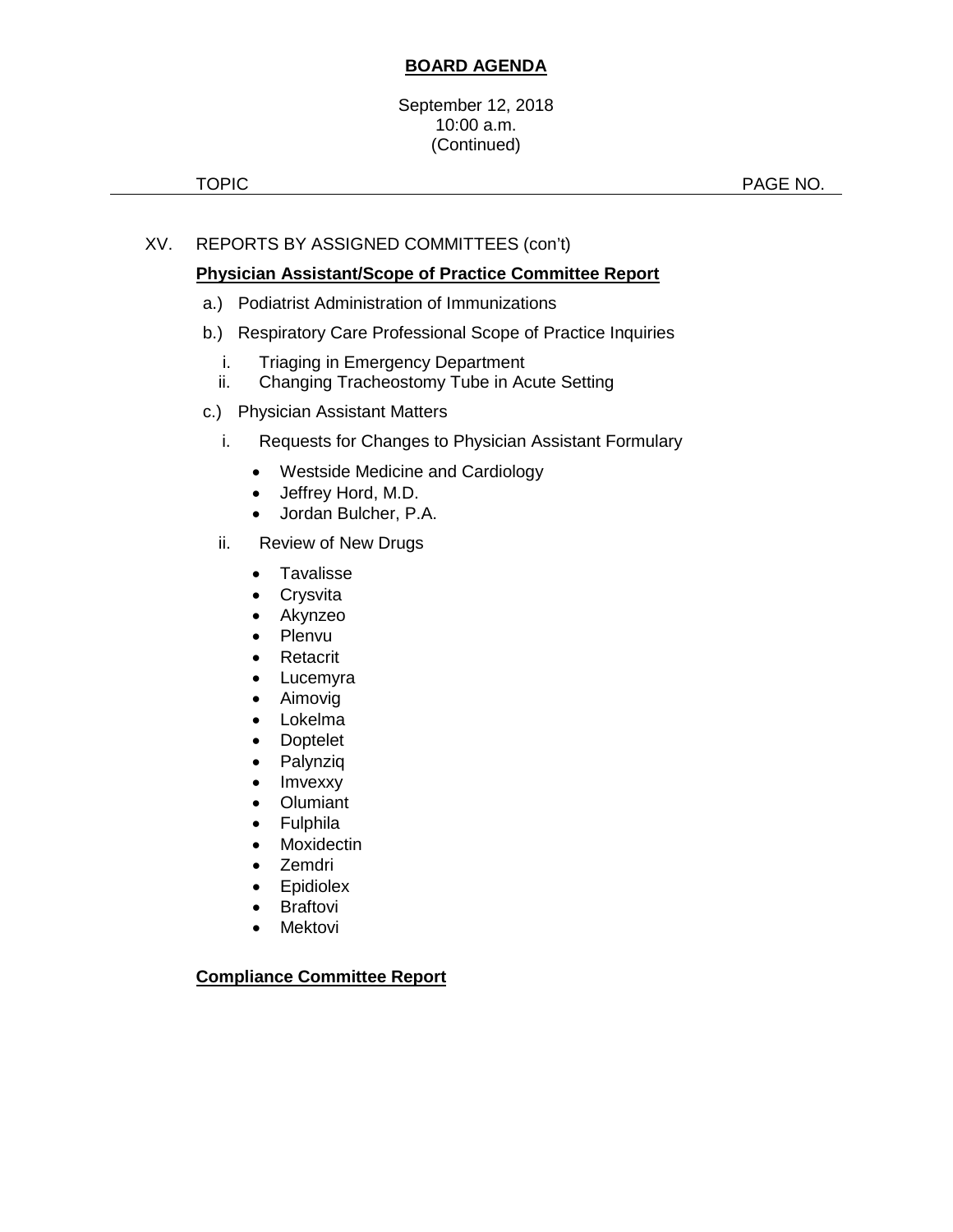**BOARD AGENDA**

September 12, 2018
10:00 a.m.
(Continued)

TOPIC PAGE NO.

XV. REPORTS BY ASSIGNED COMMITTEES (con't)

**Physician Assistant/Scope of Practice Committee Report**

a.) Podiatrist Administration of Immunizations

b.) Respiratory Care Professional Scope of Practice Inquiries

i. Triaging in Emergency Department
ii. Changing Tracheostomy Tube in Acute Setting

c.) Physician Assistant Matters

i. Requests for Changes to Physician Assistant Formulary

- Westside Medicine and Cardiology
- Jeffrey Hord, M.D.
- Jordan Bulcher, P.A.

ii. Review of New Drugs

- Tavalisse
- Crysvita
- Akynzeo
- Plenvu
- Retacrit
- Lucemyra
- Aimovig
- Lokelma
- Doptelet
- Palynziq
- Imvexxy
- Olumiant
- Fulphila
- Moxidectin
- Zemdri
- Epidiolex
- Braftovi
- Mektovi

**Compliance Committee Report**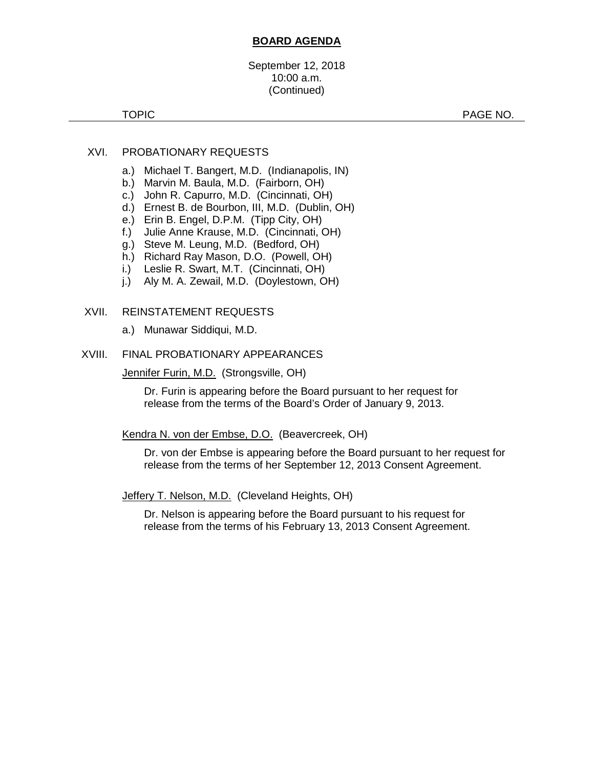**BOARD AGENDA**

September 12, 2018
10:00 a.m.
(Continued)

TOPIC PAGE NO.

XVI. PROBATIONARY REQUESTS

a.) Michael T. Bangert, M.D. (Indianapolis, IN)
b.) Marvin M. Baula, M.D. (Fairborn, OH)
c.) John R. Capurro, M.D. (Cincinnati, OH)
d.) Ernest B. de Bourbon, III, M.D. (Dublin, OH)
e.) Erin B. Engel, D.P.M. (Tipp City, OH)
f.) Julie Anne Krause, M.D. (Cincinnati, OH)
g.) Steve M. Leung, M.D. (Bedford, OH)
h.) Richard Ray Mason, D.O. (Powell, OH)
i.) Leslie R. Swart, M.T. (Cincinnati, OH)
j.) Aly M. A. Zewail, M.D. (Doylestown, OH)

XVII. REINSTATEMENT REQUESTS

a.) Munawar Siddiqui, M.D.

XVIII. FINAL PROBATIONARY APPEARANCES

Jennifer Furin, M.D. (Strongsville, OH)

Dr. Furin is appearing before the Board pursuant to her request for release from the terms of the Board's Order of January 9, 2013.

Kendra N. von der Embse, D.O. (Beavercreek, OH)

Dr. von der Embse is appearing before the Board pursuant to her request for release from the terms of her September 12, 2013 Consent Agreement.

Jeffery T. Nelson, M.D. (Cleveland Heights, OH)

Dr. Nelson is appearing before the Board pursuant to his request for release from the terms of his February 13, 2013 Consent Agreement.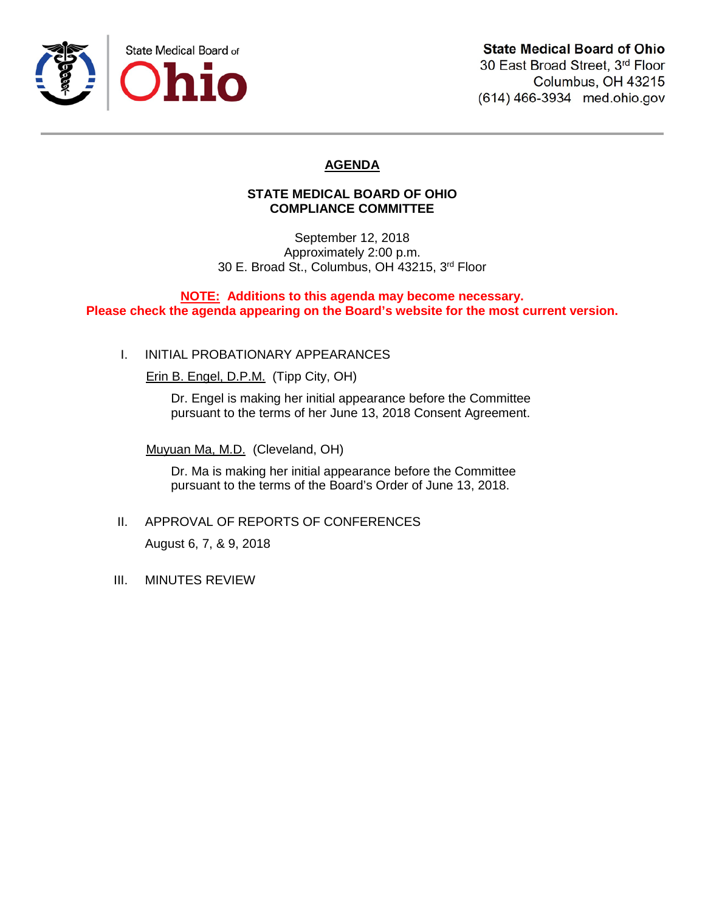State Medical Board of Ohio

**State Medical Board of Ohio**
30 East Broad Street, 3rd Floor
Columbus, OH 43215
(614) 466-3934 med.ohio.gov

# AGENDA

**STATE MEDICAL BOARD OF OHIO**
**COMPLIANCE COMMITTEE**

September 12, 2018
Approximately 2:00 p.m.
30 E. Broad St., Columbus, OH 43215, 3rd Floor

**NOTE: Additions to this agenda may become necessary.**
**Please check the agenda appearing on the Board's website for the most current version.**

I. INITIAL PROBATIONARY APPEARANCES

Erin B. Engel, D.P.M. (Tipp City, OH)

Dr. Engel is making her initial appearance before the Committee pursuant to the terms of her June 13, 2018 Consent Agreement.

Muyuan Ma, M.D. (Cleveland, OH)

Dr. Ma is making her initial appearance before the Committee pursuant to the terms of the Board's Order of June 13, 2018.

II. APPROVAL OF REPORTS OF CONFERENCES

August 6, 7, & 9, 2018

III. MINUTES REVIEW